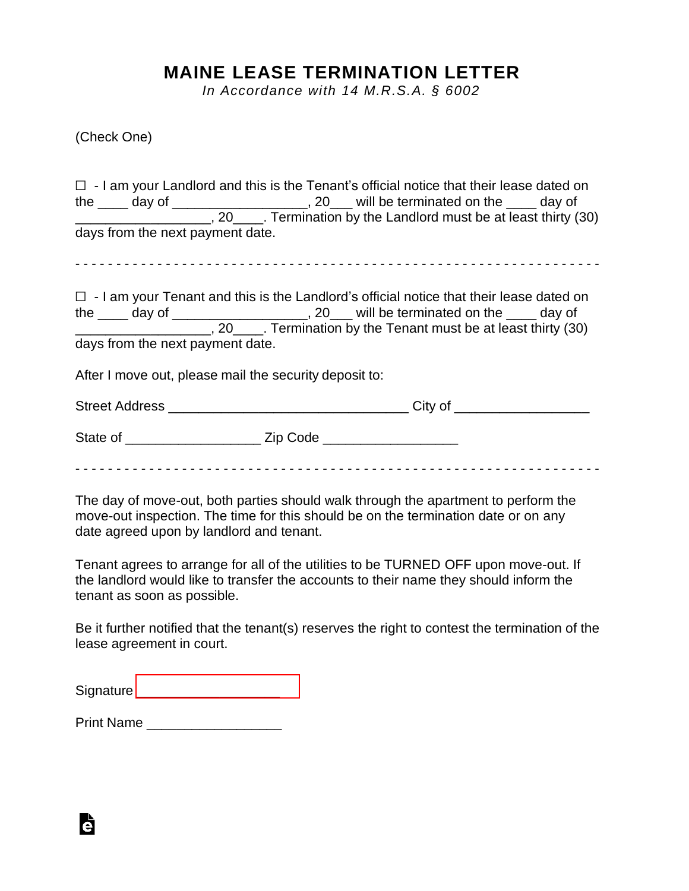# MAINE LEASE TERMINATION LETTER

*In Accordance with 14 M.R.S.A. § 6002*

(Check One)

☐ - I am your Landlord and this is the Tenant's official notice that their lease dated on the ____ day of __________________, 20___ will be terminated on the ____ day of __________________, 20____. Termination by the Landlord must be at least thirty (30) days from the next payment date.

- - - - - - - - - - - - - - - - - - - - - - - - - - - - - - - - - - - - - - - - - - - - - - - - - - - - - - - - - - - - - - - -

☐ - I am your Tenant and this is the Landlord's official notice that their lease dated on the ____ day of __________________, 20___ will be terminated on the ____ day of __________________, 20____. Termination by the Tenant must be at least thirty (30) days from the next payment date.

After I move out, please mail the security deposit to:

Street Address ________________________________ City of _________________

State of _________________ Zip Code _________________

- - - - - - - - - - - - - - - - - - - - - - - - - - - - - - - - - - - - - - - - - - - - - - - - - - - - - - - - - - - - - - - -

The day of move-out, both parties should walk through the apartment to perform the move-out inspection. The time for this should be on the termination date or on any date agreed upon by landlord and tenant.

Tenant agrees to arrange for all of the utilities to be TURNED OFF upon move-out. If the landlord would like to transfer the accounts to their name they should inform the tenant as soon as possible.

Be it further notified that the tenant(s) reserves the right to contest the termination of the lease agreement in court.

Signature ___________________

Print Name _________________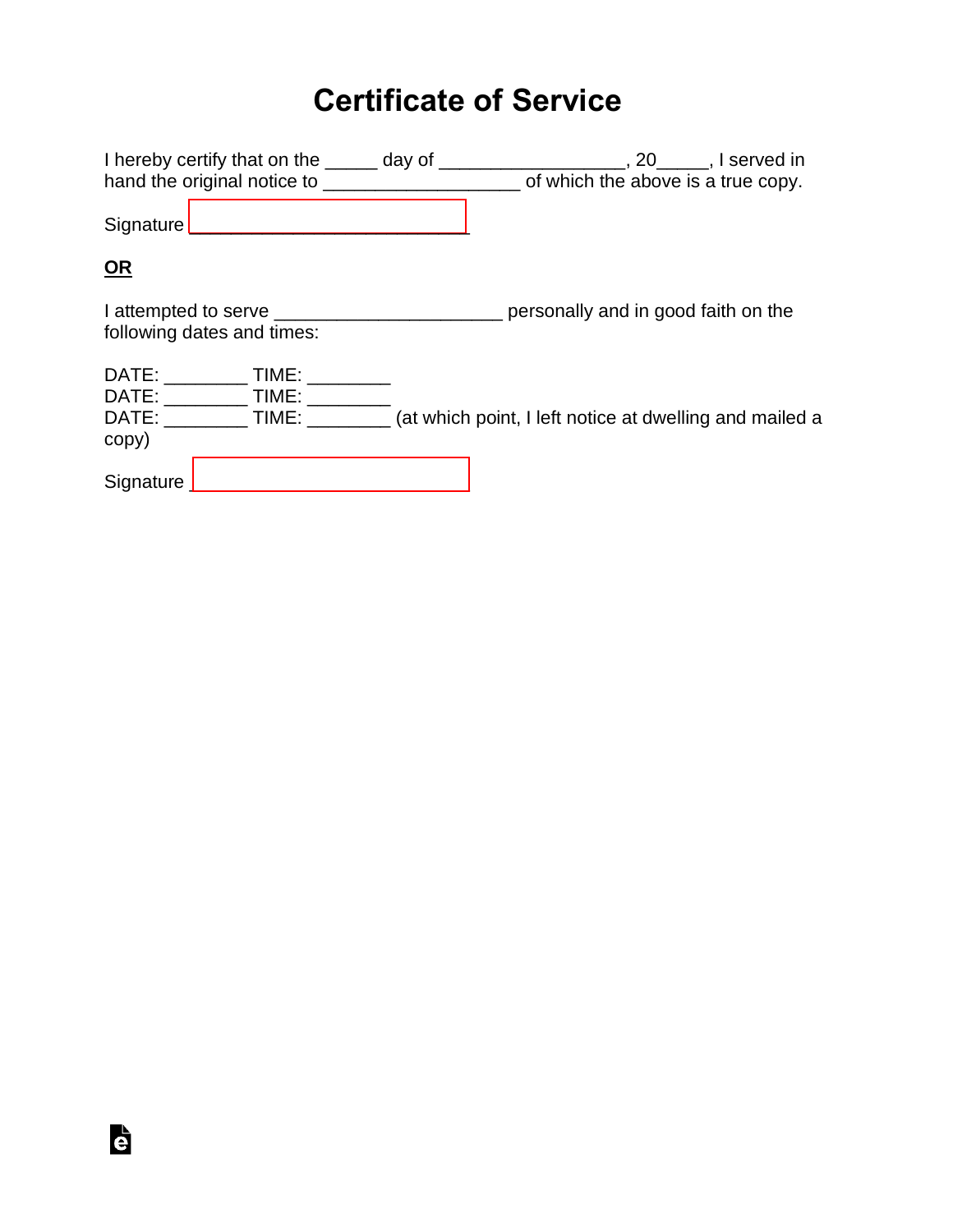# Certificate of Service

I hereby certify that on the _____ day of __________________, 20_____, I served in hand the original notice to ___________________ of which the above is a true copy.

Signature ___________________________

**OR**

I attempted to serve ______________________ personally and in good faith on the following dates and times:

DATE: ________ TIME: ________
DATE: ________ TIME: ________
DATE: ________ TIME: ________ (at which point, I left notice at dwelling and mailed a copy)

Signature ___________________________